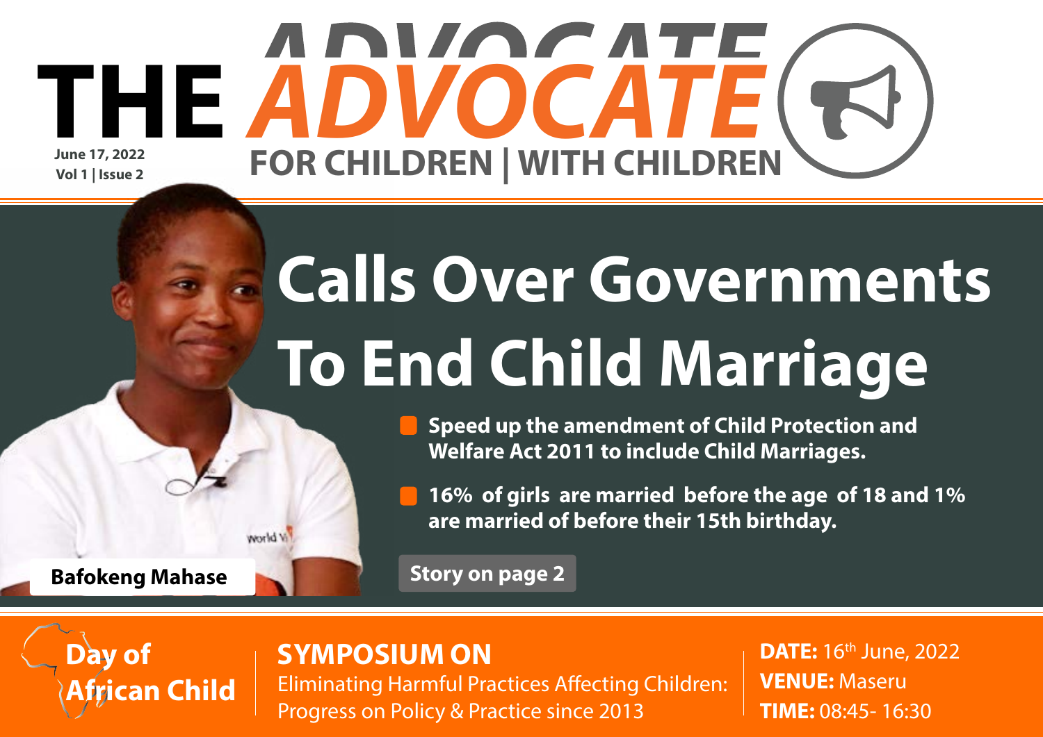# THE ADVOCATE

**FOR CHILDREN | WITH CHILDREN**

**June 17, 2022**
**Vol 1 | Issue 2**

# Calls Over Governments To End Child Marriage

- **Speed up the amendment of Child Protection and Welfare Act 2011 to include Child Marriages.**
- **16% of girls are married before the age of 18 and 1% are married of before their 15th birthday.**

**Story on page 2**

**Bafokeng Mahase**

---

**Day of African Child**

## SYMPOSIUM ON

Eliminating Harmful Practices Affecting Children: Progress on Policy & Practice since 2013

**DATE:** 16th June, 2022
**VENUE:** Maseru
**TIME:** 08:45- 16:30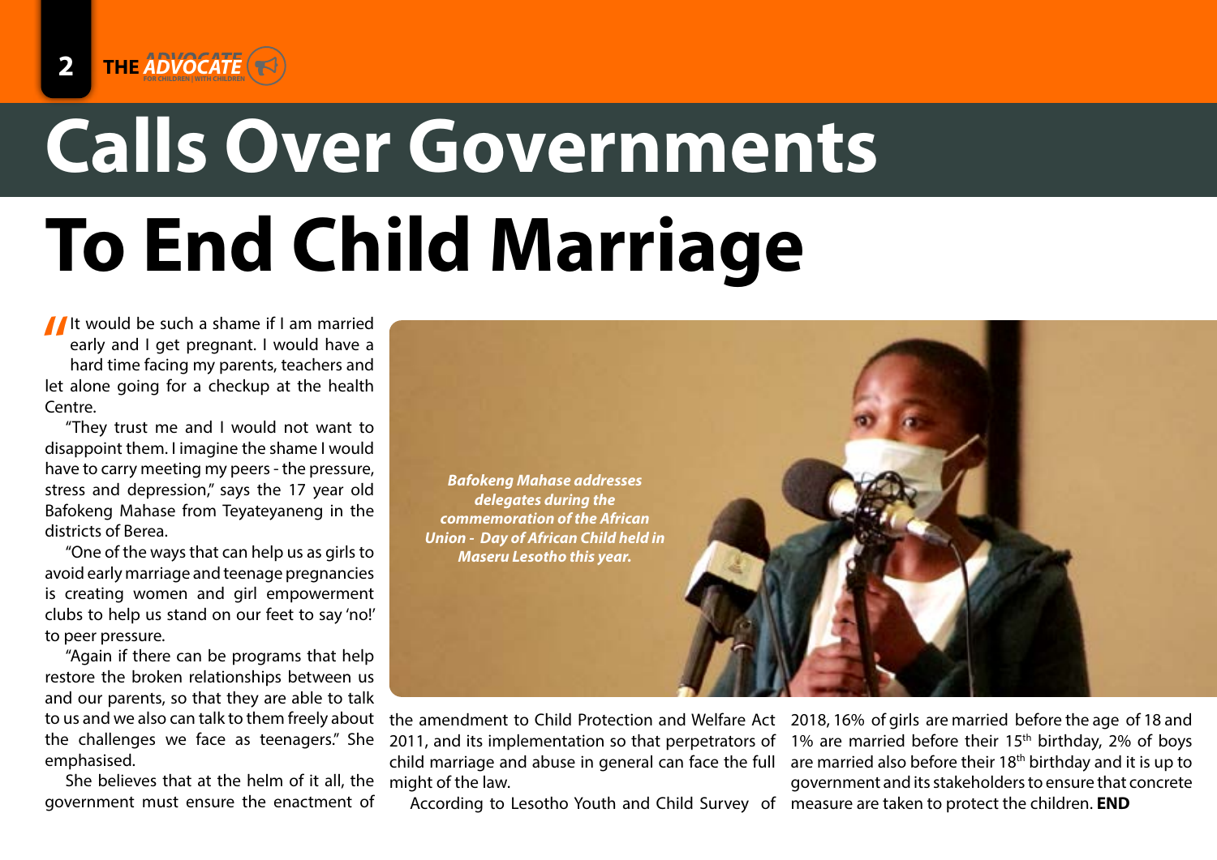# Calls Over Governments To End Child Marriage

"It would be such a shame if I am married early and I get pregnant. I would have a hard time facing my parents, teachers and let alone going for a checkup at the health Centre.

"They trust me and I would not want to disappoint them. I imagine the shame I would have to carry meeting my peers - the pressure, stress and depression," says the 17 year old Bafokeng Mahase from Teyateyaneng in the districts of Berea.

"One of the ways that can help us as girls to avoid early marriage and teenage pregnancies is creating women and girl empowerment clubs to help us stand on our feet to say 'no!' to peer pressure.

"Again if there can be programs that help restore the broken relationships between us and our parents, so that they are able to talk to us and we also can talk to them freely about the challenges we face as teenagers." She emphasised.

*Bafokeng Mahase addresses delegates during the commemoration of the African Union - Day of African Child held in Maseru Lesotho this year.*

She believes that at the helm of it all, the government must ensure the enactment of the amendment to Child Protection and Welfare Act 2011, and its implementation so that perpetrators of child marriage and abuse in general can face the full might of the law.

According to Lesotho Youth and Child Survey of 2018, 16% of girls are married before the age of 18 and 1% are married before their 15th birthday, 2% of boys are married also before their 18th birthday and it is up to government and its stakeholders to ensure that concrete measure are taken to protect the children. **END**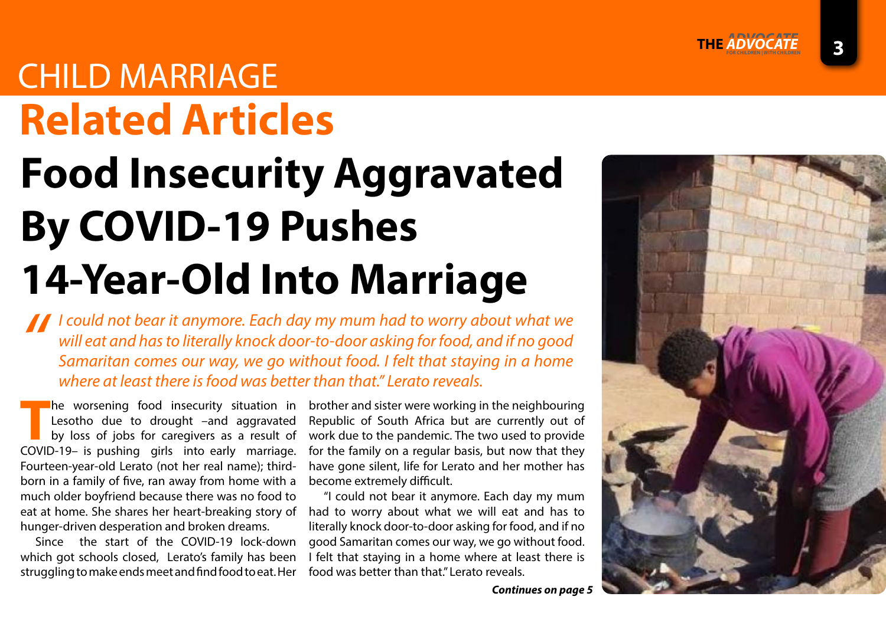# CHILD MARRIAGE

## Related Articles

# Food Insecurity Aggravated By COVID-19 Pushes 14-Year-Old Into Marriage

> *"I could not bear it anymore. Each day my mum had to worry about what we will eat and has to literally knock door-to-door asking for food, and if no good Samaritan comes our way, we go without food. I felt that staying in a home where at least there is food was better than that." Lerato reveals.*

The worsening food insecurity situation in Lesotho due to drought –and aggravated by loss of jobs for caregivers as a result of COVID-19– is pushing girls into early marriage. Fourteen-year-old Lerato (not her real name); third-born in a family of five, ran away from home with a much older boyfriend because there was no food to eat at home. She shares her heart-breaking story of hunger-driven desperation and broken dreams.

Since the start of the COVID-19 lock-down which got schools closed, Lerato's family has been struggling to make ends meet and find food to eat. Her brother and sister were working in the neighbouring Republic of South Africa but are currently out of work due to the pandemic. The two used to provide for the family on a regular basis, but now that they have gone silent, life for Lerato and her mother has become extremely difficult.

"I could not bear it anymore. Each day my mum had to worry about what we will eat and has to literally knock door-to-door asking for food, and if no good Samaritan comes our way, we go without food. I felt that staying in a home where at least there is food was better than that." Lerato reveals.

***Continues on page 5***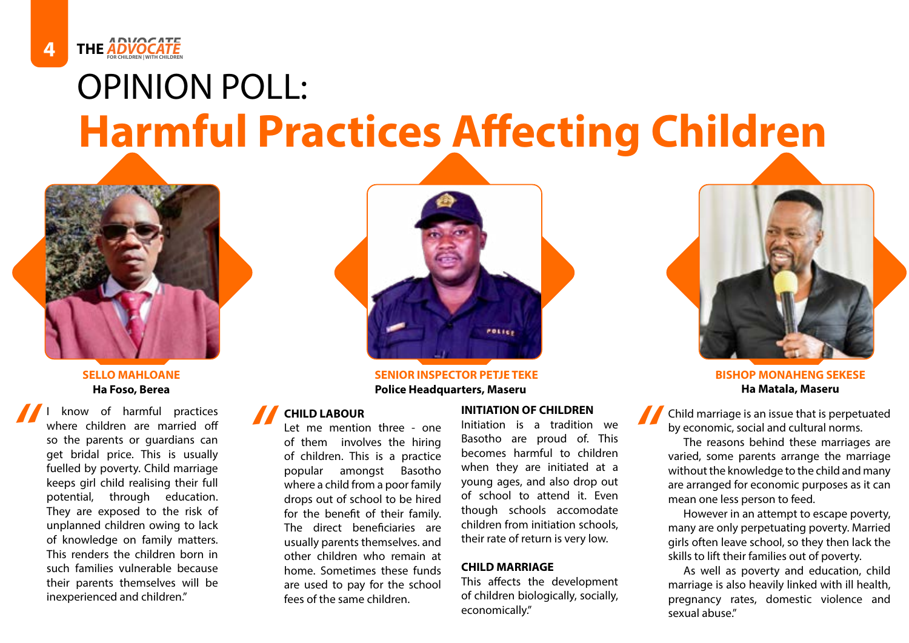# OPINION POLL:
# Harmful Practices Affecting Children

**SELLO MAHLOANE**
**Ha Foso, Berea**

"I know of harmful practices where children are married off so the parents or guardians can get bridal price. This is usually fuelled by poverty. Child marriage keeps girl child realising their full potential, through education. They are exposed to the risk of unplanned children owing to lack of knowledge on family matters. This renders the children born in such families vulnerable because their parents themselves will be inexperienced and children."

**SENIOR INSPECTOR PETJE TEKE**
**Police Headquarters, Maseru**

"**CHILD LABOUR**
Let me mention three - one of them involves the hiring of children. This is a practice popular amongst Basotho where a child from a poor family drops out of school to be hired for the benefit of their family. The direct beneficiaries are usually parents themselves. and other children who remain at home. Sometimes these funds are used to pay for the school fees of the same children.

**INITIATION OF CHILDREN**
Initiation is a tradition we Basotho are proud of. This becomes harmful to children when they are initiated at a young ages, and also drop out of school to attend it. Even though schools accomodate children from initiation schools, their rate of return is very low.

**CHILD MARRIAGE**
This affects the development of children biologically, socially, economically."

**BISHOP MONAHENG SEKESE**
**Ha Matala, Maseru**

"Child marriage is an issue that is perpetuated by economic, social and cultural norms.

The reasons behind these marriages are varied, some parents arrange the marriage without the knowledge to the child and many are arranged for economic purposes as it can mean one less person to feed.

However in an attempt to escape poverty, many are only perpetuating poverty. Married girls often leave school, so they then lack the skills to lift their families out of poverty.

As well as poverty and education, child marriage is also heavily linked with ill health, pregnancy rates, domestic violence and sexual abuse."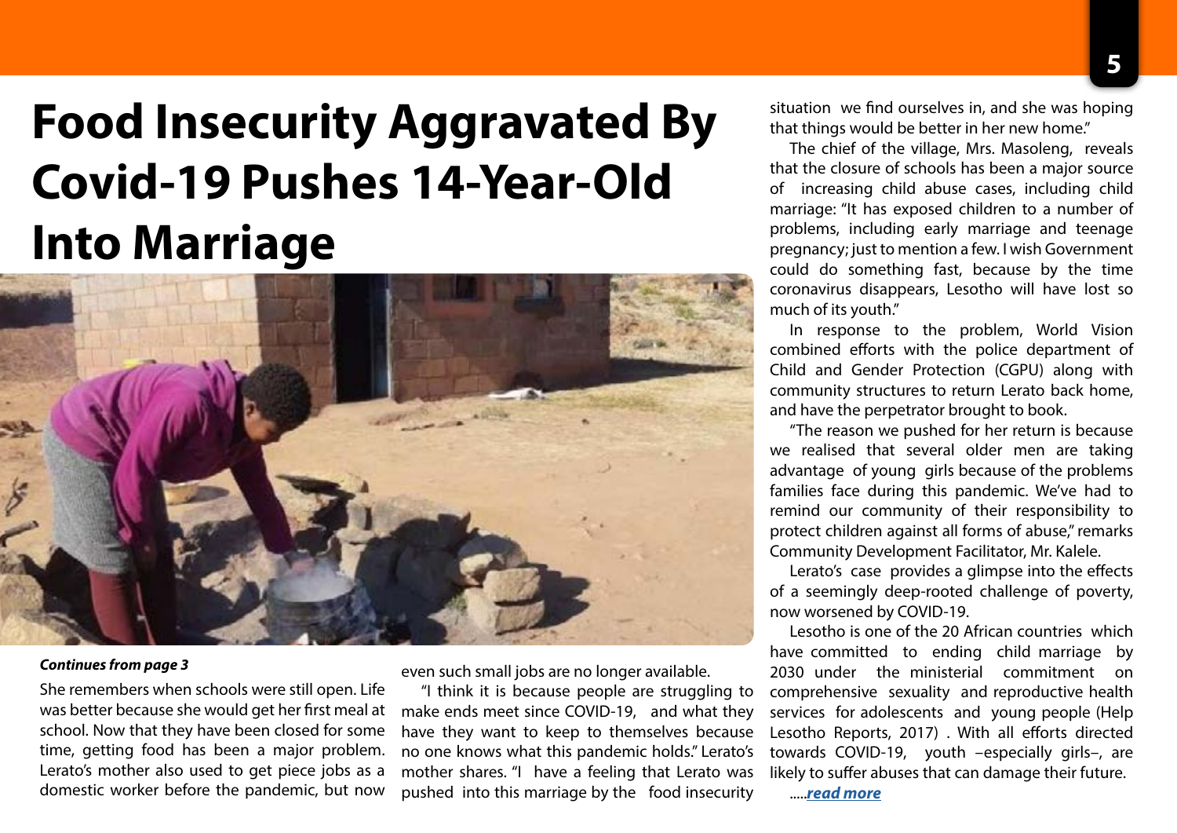# Food Insecurity Aggravated By Covid-19 Pushes 14-Year-Old Into Marriage

***Continues from page 3***

She remembers when schools were still open. Life was better because she would get her first meal at school. Now that they have been closed for some time, getting food has been a major problem. Lerato's mother also used to get piece jobs as a domestic worker before the pandemic, but now even such small jobs are no longer available.

"I think it is because people are struggling to make ends meet since COVID-19, and what they have they want to keep to themselves because no one knows what this pandemic holds." Lerato's mother shares. "I have a feeling that Lerato was pushed into this marriage by the food insecurity situation we find ourselves in, and she was hoping that things would be better in her new home."

The chief of the village, Mrs. Masoleng, reveals that the closure of schools has been a major source of increasing child abuse cases, including child marriage: "It has exposed children to a number of problems, including early marriage and teenage pregnancy; just to mention a few. I wish Government could do something fast, because by the time coronavirus disappears, Lesotho will have lost so much of its youth."

In response to the problem, World Vision combined efforts with the police department of Child and Gender Protection (CGPU) along with community structures to return Lerato back home, and have the perpetrator brought to book.

"The reason we pushed for her return is because we realised that several older men are taking advantage of young girls because of the problems families face during this pandemic. We've had to remind our community of their responsibility to protect children against all forms of abuse," remarks Community Development Facilitator, Mr. Kalele.

Lerato's case provides a glimpse into the effects of a seemingly deep-rooted challenge of poverty, now worsened by COVID-19.

Lesotho is one of the 20 African countries which have committed to ending child marriage by 2030 under the ministerial commitment on comprehensive sexuality and reproductive health services for adolescents and young people (Help Lesotho Reports, 2017) . With all efforts directed towards COVID-19, youth –especially girls–, are likely to suffer abuses that can damage their future.

.....***read more***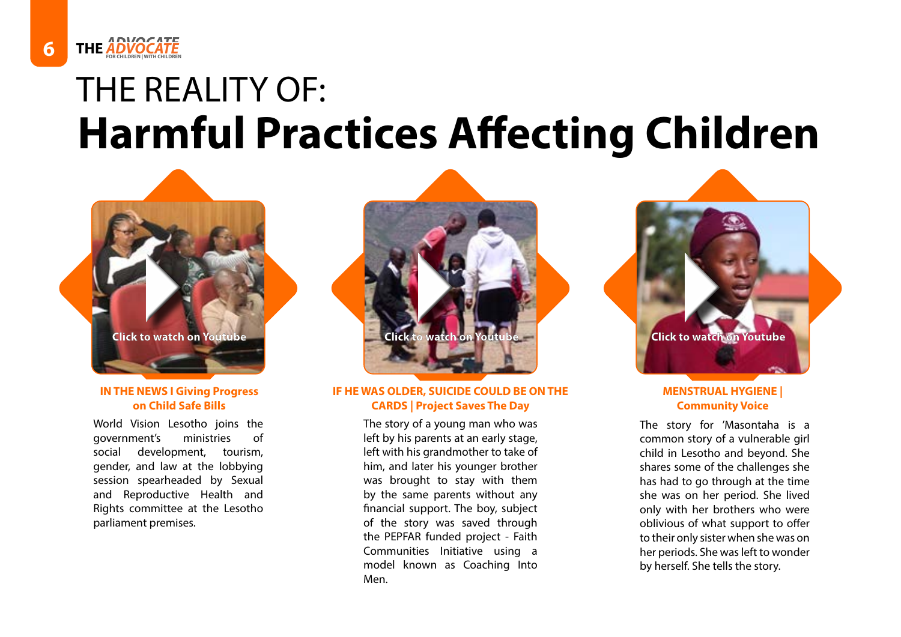# THE REALITY OF:
# Harmful Practices Affecting Children

Click to watch on Youtube

### IN THE NEWS I Giving Progress on Child Safe Bills

World Vision Lesotho joins the government's ministries of social development, tourism, gender, and law at the lobbying session spearheaded by Sexual and Reproductive Health and Rights committee at the Lesotho parliament premises.

Click to watch on Youtube

### IF HE WAS OLDER, SUICIDE COULD BE ON THE CARDS | Project Saves The Day

The story of a young man who was left by his parents at an early stage, left with his grandmother to take of him, and later his younger brother was brought to stay with them by the same parents without any financial support. The boy, subject of the story was saved through the PEPFAR funded project - Faith Communities Initiative using a model known as Coaching Into Men.

Click to watch on Youtube

### MENSTRUAL HYGIENE | Community Voice

The story for 'Masontaha is a common story of a vulnerable girl child in Lesotho and beyond. She shares some of the challenges she has had to go through at the time she was on her period. She lived only with her brothers who were oblivious of what support to offer to their only sister when she was on her periods. She was left to wonder by herself. She tells the story.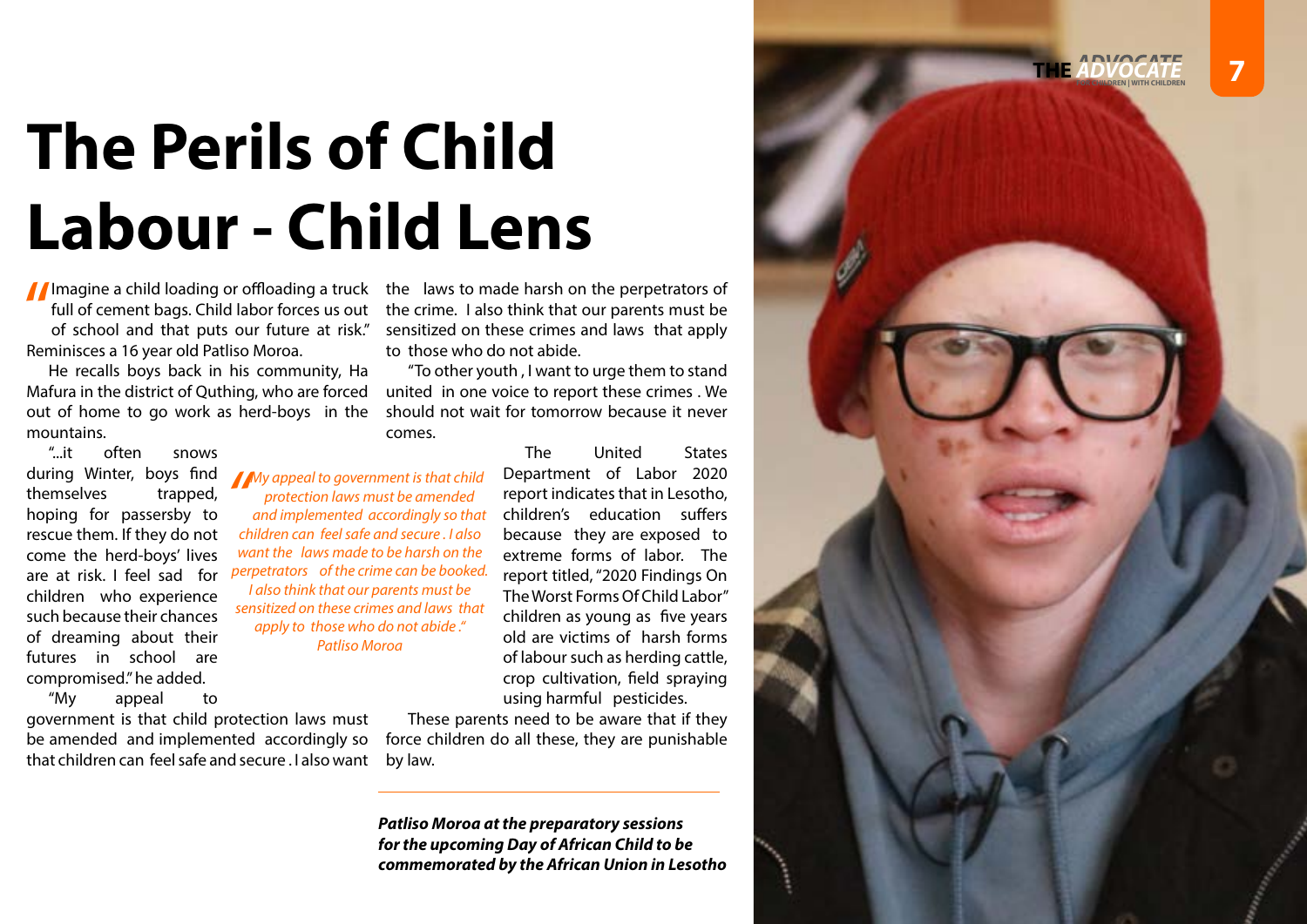# The Perils of Child Labour - Child Lens

"Imagine a child loading or offloading a truck full of cement bags. Child labor forces us out of school and that puts our future at risk." Reminisces a 16 year old Patliso Moroa.

He recalls boys back in his community, Ha Mafura in the district of Quthing, who are forced out of home to go work as herd-boys in the mountains.

"...it often snows during Winter, boys find themselves trapped, hoping for passersby to rescue them. If they do not come the herd-boys' lives are at risk. I feel sad for children who experience such because their chances of dreaming about their futures in school are compromised." he added.

"My appeal to government is that child protection laws must be amended and implemented accordingly so that children can feel safe and secure . I also want the laws to made harsh on the perpetrators of the crime. I also think that our parents must be sensitized on these crimes and laws that apply to those who do not abide.

*"My appeal to government is that child protection laws must be amended and implemented accordingly so that children can feel safe and secure . I also want the laws made to be harsh on the perpetrators of the crime can be booked. I also think that our parents must be sensitized on these crimes and laws that apply to those who do not abide ." Patliso Moroa*

"To other youth , I want to urge them to stand united in one voice to report these crimes . We should not wait for tomorrow because it never comes.

The United States Department of Labor 2020 report indicates that in Lesotho, children's education suffers because they are exposed to extreme forms of labor. The report titled, "2020 Findings On The Worst Forms Of Child Labor" children as young as five years old are victims of harsh forms of labour such as herding cattle, crop cultivation, field spraying using harmful pesticides.

These parents need to be aware that if they force children do all these, they are punishable by law.

***Patliso Moroa at the preparatory sessions for the upcoming Day of African Child to be commemorated by the African Union in Lesotho***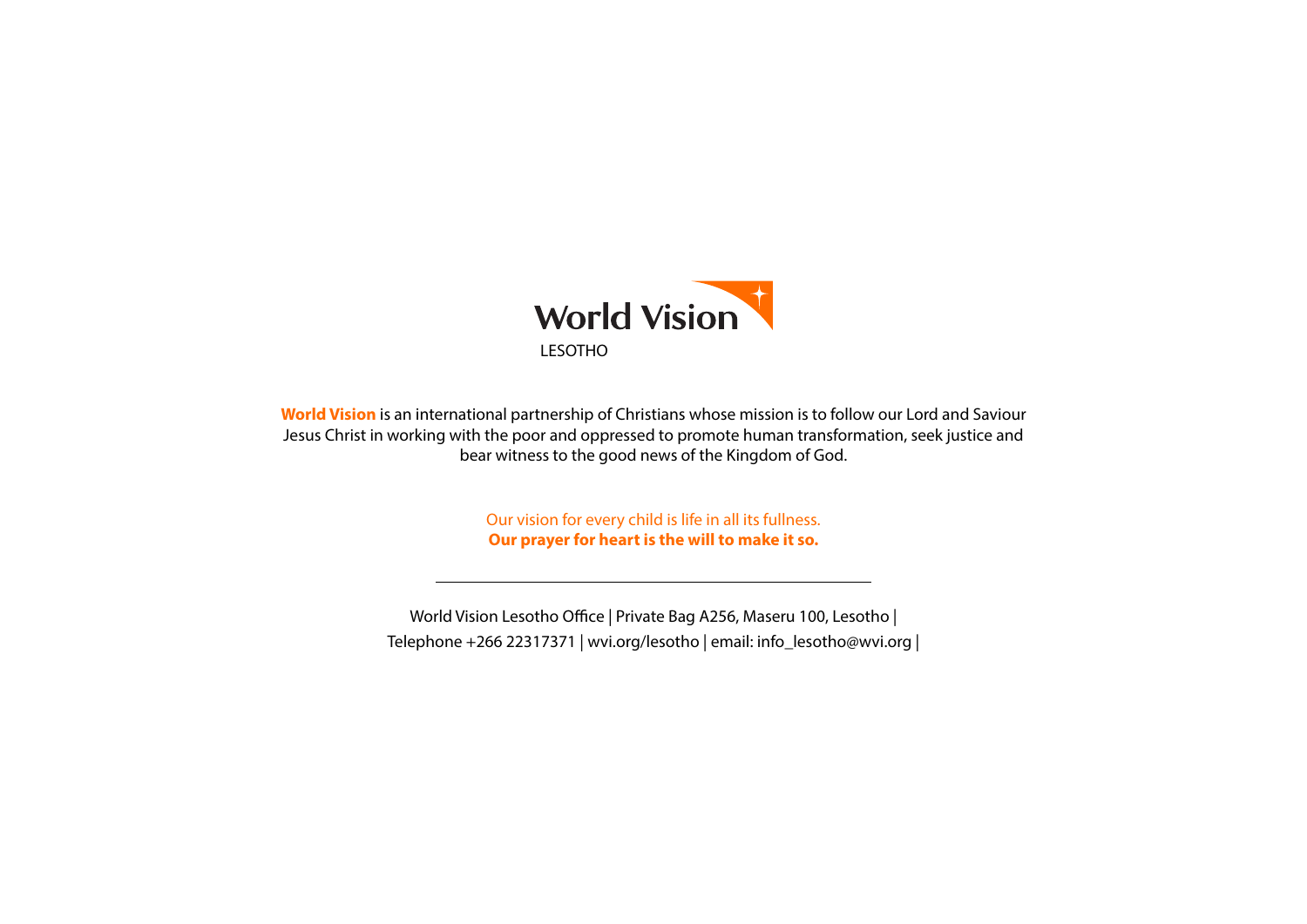World Vision

LESOTHO

**World Vision** is an international partnership of Christians whose mission is to follow our Lord and Saviour Jesus Christ in working with the poor and oppressed to promote human transformation, seek justice and bear witness to the good news of the Kingdom of God.

Our vision for every child is life in all its fullness.
**Our prayer for heart is the will to make it so.**

---

World Vision Lesotho Office | Private Bag A256, Maseru 100, Lesotho |
Telephone +266 22317371 | wvi.org/lesotho | email: info_lesotho@wvi.org |